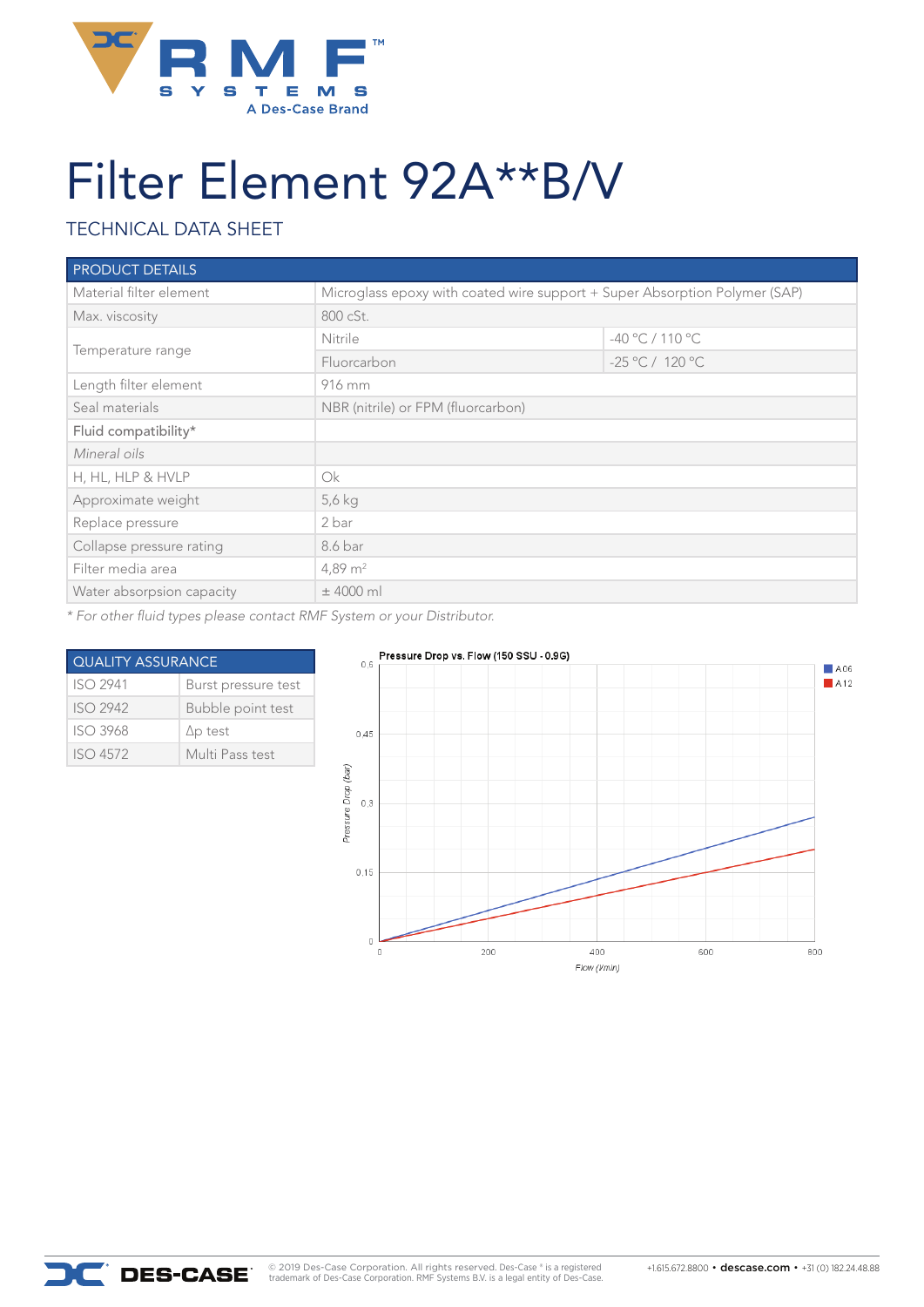# Filter Element 92A**B/V

## TECHNICAL DATA SHEET

| PRODUCT DETAILS | | |
|---|---|---|
| Material filter element | Microglass epoxy with coated wire support + Super Absorption Polymer (SAP) | |
| Max. viscosity | 800 cSt. | |
| Temperature range | Nitrile | -40 °C / 110 °C |
| | Fluorcarbon | -25 °C / 120 °C |
| Length filter element | 916 mm | |
| Seal materials | NBR (nitrile) or FPM (fluorcarbon) | |
| Fluid compatibility* | | |
| *Mineral oils* | | |
| H, HL, HLP & HVLP | Ok | |
| Approximate weight | 5,6 kg | |
| Replace pressure | 2 bar | |
| Collapse pressure rating | 8.6 bar | |
| Filter media area | 4,89 m² | |
| Water absorpsion capacity | ± 4000 ml | |

*\* For other fluid types please contact RMF System or your Distributor.*

| QUALITY ASSURANCE | |
|---|---|
| ISO 2941 | Burst pressure test |
| ISO 2942 | Bubble point test |
| ISO 3968 | Δp test |
| ISO 4572 | Multi Pass test |

Pressure Drop vs. Flow (150 SSU - 0.9G)

A06
A12

Pressure Drop (bar)
0
0.15
0.3
0.45
0.6

Flow (l/min)
0
200
400
600
800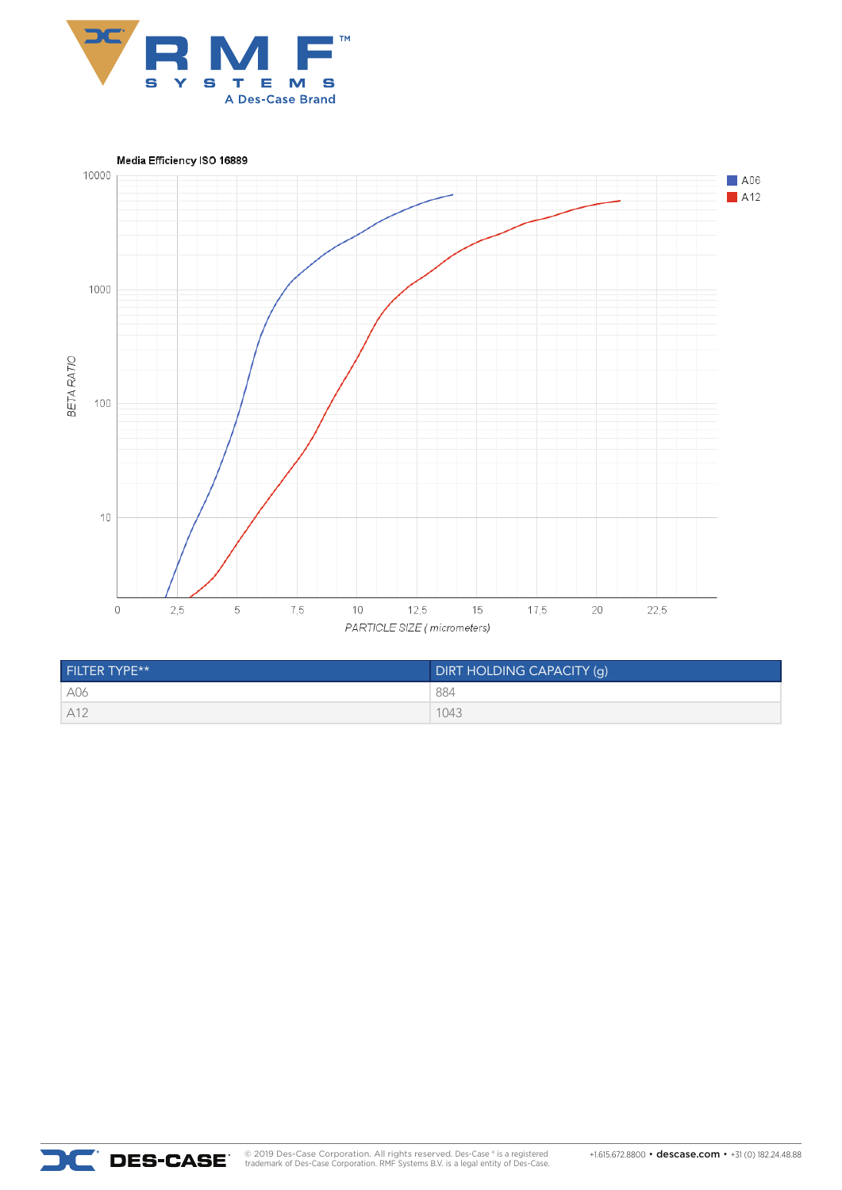Media Efficiency ISO 16889

BETA RATIO

10000

1000

100

10

0 2,5 5 7,5 10 12,5 15 17,5 20 22,5

PARTICLE SIZE ( micrometers)

A06

A12

| FILTER TYPE** | DIRT HOLDING CAPACITY (g) |
| --- | --- |
| A06 | 884 |
| A12 | 1043 |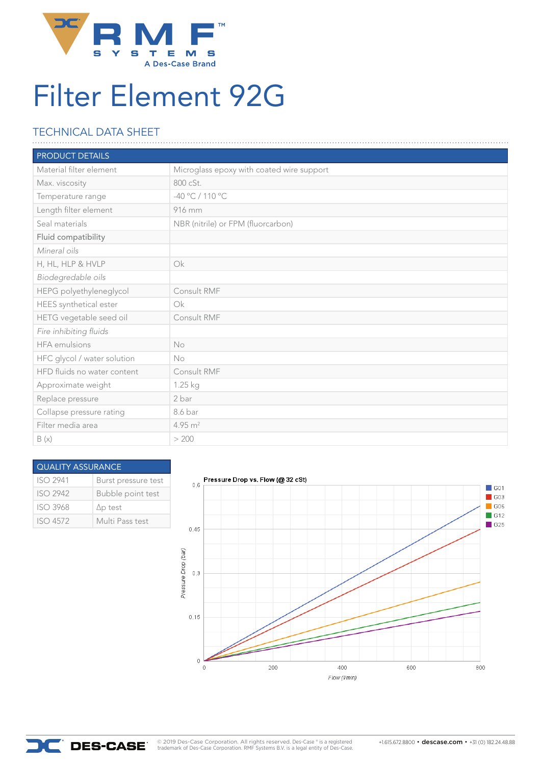# Filter Element 92G

## TECHNICAL DATA SHEET

| PRODUCT DETAILS | |
|---|---|
| Material filter element | Microglass epoxy with coated wire support |
| Max. viscosity | 800 cSt. |
| Temperature range | -40 °C / 110 °C |
| Length filter element | 916 mm |
| Seal materials | NBR (nitrile) or FPM (fluorcarbon) |
| Fluid compatibility | |
| *Mineral oils* | |
| H, HL, HLP & HVLP | Ok |
| *Biodegredable oils* | |
| HEPG polyethyleneglycol | Consult RMF |
| HEES synthetical ester | Ok |
| HETG vegetable seed oil | Consult RMF |
| *Fire inhibiting fluids* | |
| HFA emulsions | No |
| HFC glycol / water solution | No |
| HFD fluids no water content | Consult RMF |
| Approximate weight | 1.25 kg |
| Replace pressure | 2 bar |
| Collapse pressure rating | 8.6 bar |
| Filter media area | 4.95 m² |
| B (x) | > 200 |

| QUALITY ASSURANCE | |
|---|---|
| ISO 2941 | Burst pressure test |
| ISO 2942 | Bubble point test |
| ISO 3968 | Δp test |
| ISO 4572 | Multi Pass test |

Pressure Drop vs. Flow (@ 32 cSt)

Pressure Drop (bar)

0.6
0.45
0.3
0.15
0

Flow (l/min)

0
200
400
600
800

G01
G03
G06
G12
G25

© 2019 Des-Case Corporation. All rights reserved. Des-Case ® is a registered trademark of Des-Case Corporation. RMF Systems B.V. is a legal entity of Des-Case.

+1.615.672.8800 • descase.com • +31 (0) 182.24.48.88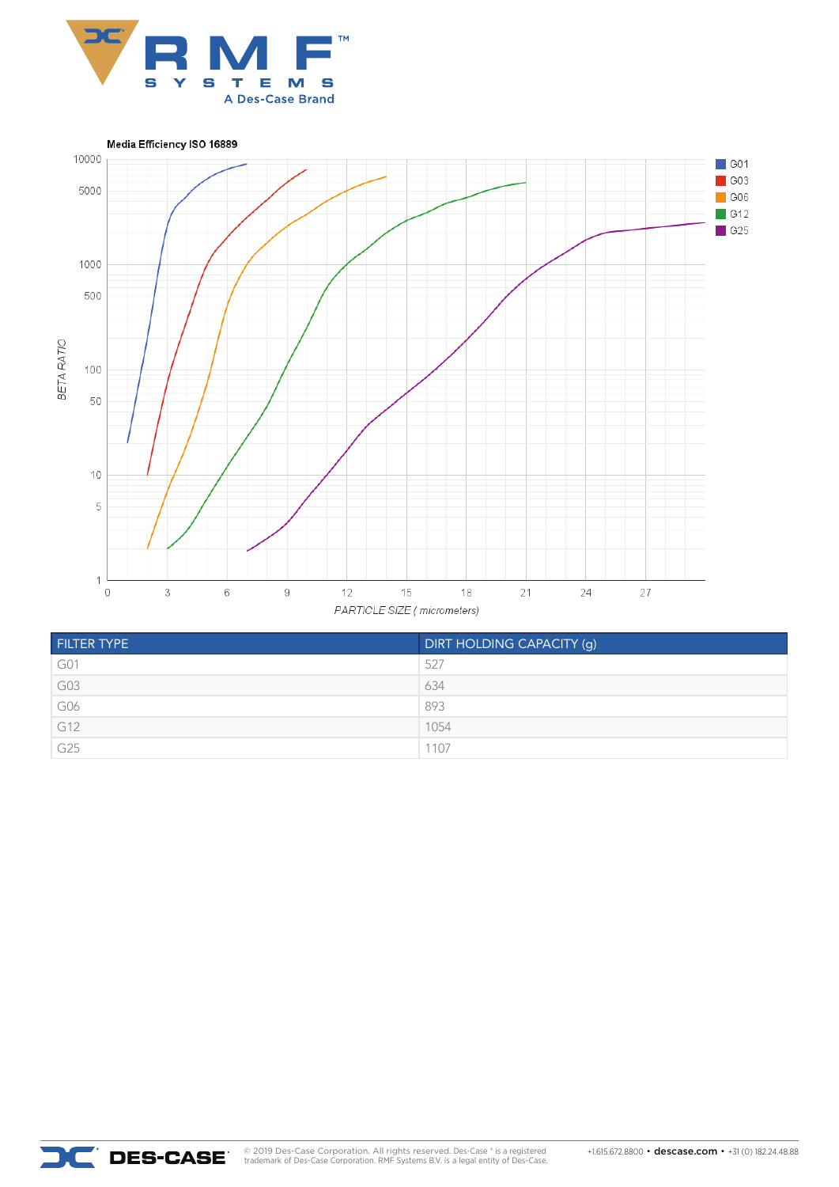RMF SYSTEMS

A Des-Case Brand

Media Efficiency ISO 16889

BETA RATIO

10000
5000
1000
500
100
50
10
5
1

0 3 6 9 12 15 18 21 24 27

PARTICLE SIZE ( micrometers)

G01
G03
G06
G12
G25

| FILTER TYPE | DIRT HOLDING CAPACITY (g) |
|---|---|
| G01 | 527 |
| G03 | 634 |
| G06 | 893 |
| G12 | 1054 |
| G25 | 1107 |

DES-CASE

© 2019 Des-Case Corporation. All rights reserved. Des-Case ® is a registered trademark of Des-Case Corporation. RMF Systems B.V. is a legal entity of Des-Case.

+1.615.672.8800 • descase.com • +31 (0) 182.24.48.88